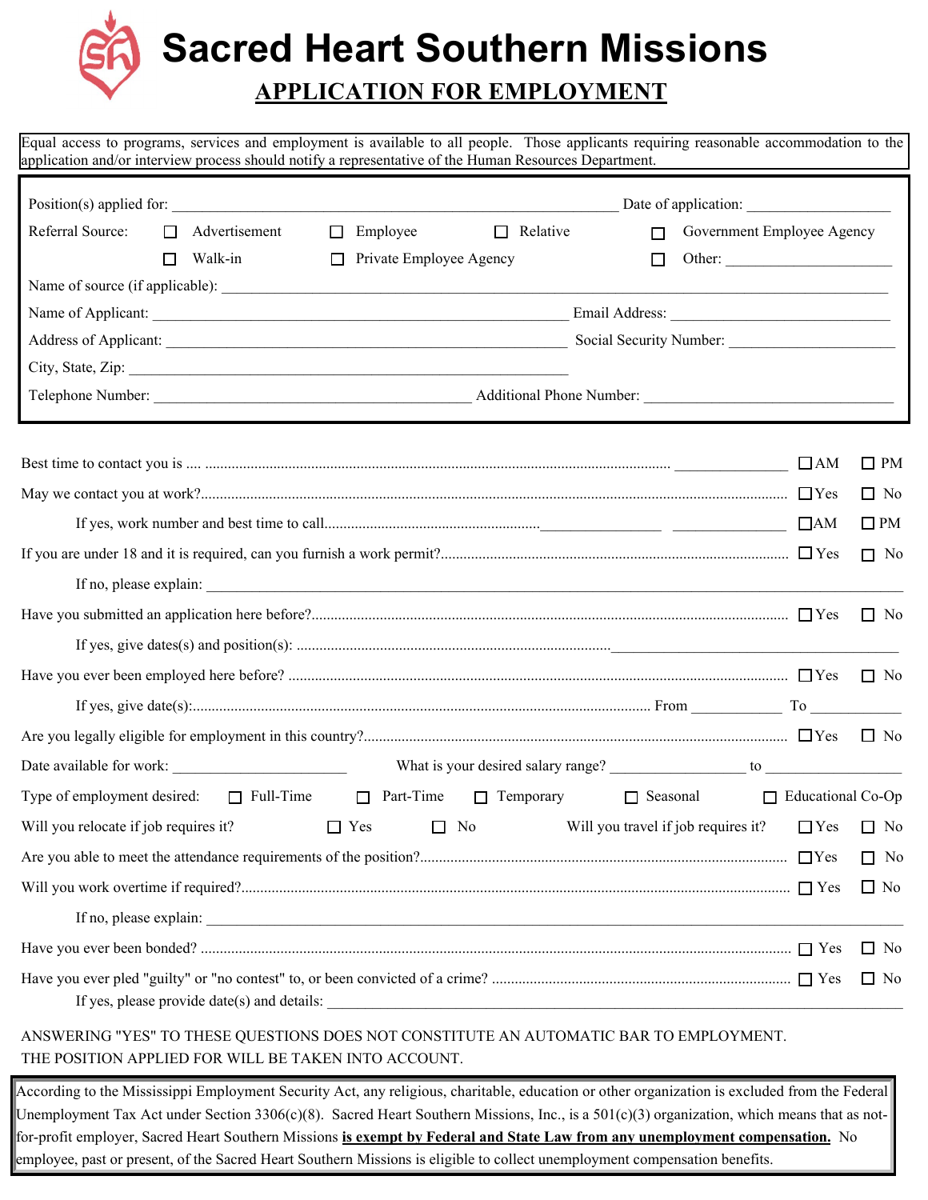# Sacred Heart Southern Missions

## APPLICATION FOR EMPLOYMENT

Equal access to programs, services and employment is available to all people. Those applicants requiring reasonable accommodation to the application and/or interview process should notify a representative of the Human Resources Department.

Position(s) applied for: ______________________________ Date of application: ______________

Referral Source: ☐ Advertisement ☐ Employee ☐ Relative ☐ Government Employee Agency ☐ Walk-in ☐ Private Employee Agency ☐ Other: ______________

Name of source (if applicable): ______________________________

Name of Applicant: ______________________________ Email Address: ______________

Address of Applicant: ______________________________ Social Security Number: ______________

City, State, Zip: ______________________________

Telephone Number: ______________________________ Additional Phone Number: ______________

Best time to contact you is .... ______________ ☐ AM ☐ PM

May we contact you at work? ☐ Yes ☐ No

If yes, work number and best time to call ______________ ______________ ☐ AM ☐ PM

If you are under 18 and it is required, can you furnish a work permit? ☐ Yes ☐ No

If no, please explain: ______________________________

Have you submitted an application here before? ☐ Yes ☐ No

If yes, give dates(s) and position(s): ______________________________

Have you ever been employed here before? ☐ Yes ☐ No

If yes, give date(s): From ______________ To ______________

Are you legally eligible for employment in this country? ☐ Yes ☐ No

Date available for work: ______________ What is your desired salary range? ______________ to ______________

Type of employment desired: ☐ Full-Time ☐ Part-Time ☐ Temporary ☐ Seasonal ☐ Educational Co-Op

Will you relocate if job requires it? ☐ Yes ☐ No Will you travel if job requires it? ☐ Yes ☐ No

Are you able to meet the attendance requirements of the position? ☐ Yes ☐ No

Will you work overtime if required? ☐ Yes ☐ No

If no, please explain: ______________________________

Have you ever been bonded? ☐ Yes ☐ No

Have you ever pled "guilty" or "no contest" to, or been convicted of a crime? ☐ Yes ☐ No

If yes, please provide date(s) and details: ______________________________

ANSWERING "YES" TO THESE QUESTIONS DOES NOT CONSTITUTE AN AUTOMATIC BAR TO EMPLOYMENT. THE POSITION APPLIED FOR WILL BE TAKEN INTO ACCOUNT.

According to the Mississippi Employment Security Act, any religious, charitable, education or other organization is excluded from the Federal Unemployment Tax Act under Section 3306(c)(8). Sacred Heart Southern Missions, Inc., is a 501(c)(3) organization, which means that as not-for-profit employer, Sacred Heart Southern Missions **is exempt by Federal and State Law from any unemployment compensation.** No employee, past or present, of the Sacred Heart Southern Missions is eligible to collect unemployment compensation benefits.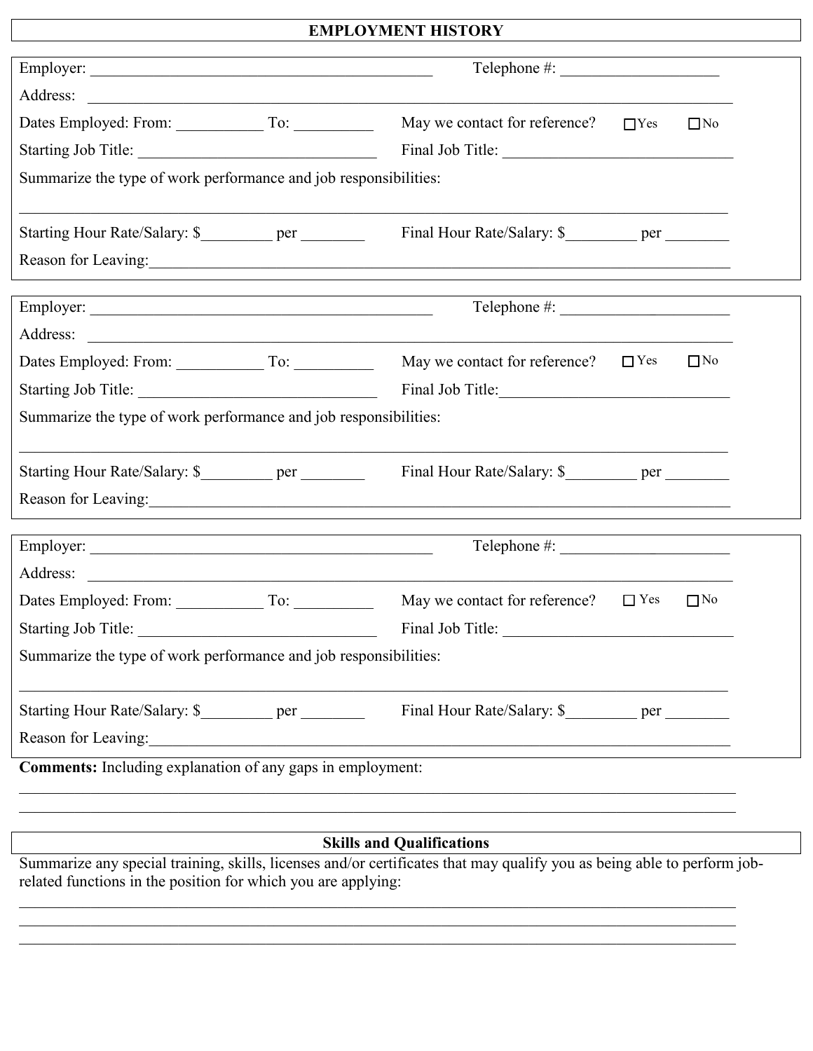## EMPLOYMENT HISTORY

Employer: ____________________________________________ Telephone #: ____________________

Address: ______________________________________________________________________________

Dates Employed: From: ___________ To: __________ May we contact for reference? ☐ Yes ☐ No

Starting Job Title: ______________________________ Final Job Title: ______________________________

Summarize the type of work performance and job responsibilities:

______________________________________________________________________________

Starting Hour Rate/Salary: $_________ per ________ Final Hour Rate/Salary: $_________ per ________

Reason for Leaving: ______________________________________________________________________________

---

Employer: ____________________________________________ Telephone #: ____________________

Address: ______________________________________________________________________________

Dates Employed: From: ___________ To: __________ May we contact for reference? ☐ Yes ☐ No

Starting Job Title: ______________________________ Final Job Title: ______________________________

Summarize the type of work performance and job responsibilities:

______________________________________________________________________________

Starting Hour Rate/Salary: $_________ per ________ Final Hour Rate/Salary: $_________ per ________

Reason for Leaving: ______________________________________________________________________________

---

Employer: ____________________________________________ Telephone #: ____________________

Address: ______________________________________________________________________________

Dates Employed: From: ___________ To: __________ May we contact for reference? ☐ Yes ☐ No

Starting Job Title: ______________________________ Final Job Title: ______________________________

Summarize the type of work performance and job responsibilities:

______________________________________________________________________________

Starting Hour Rate/Salary: $_________ per ________ Final Hour Rate/Salary: $_________ per ________

Reason for Leaving: ______________________________________________________________________________

**Comments:** Including explanation of any gaps in employment:

______________________________________________________________________________

______________________________________________________________________________

## Skills and Qualifications

Summarize any special training, skills, licenses and/or certificates that may qualify you as being able to perform job-related functions in the position for which you are applying:

______________________________________________________________________________

______________________________________________________________________________

______________________________________________________________________________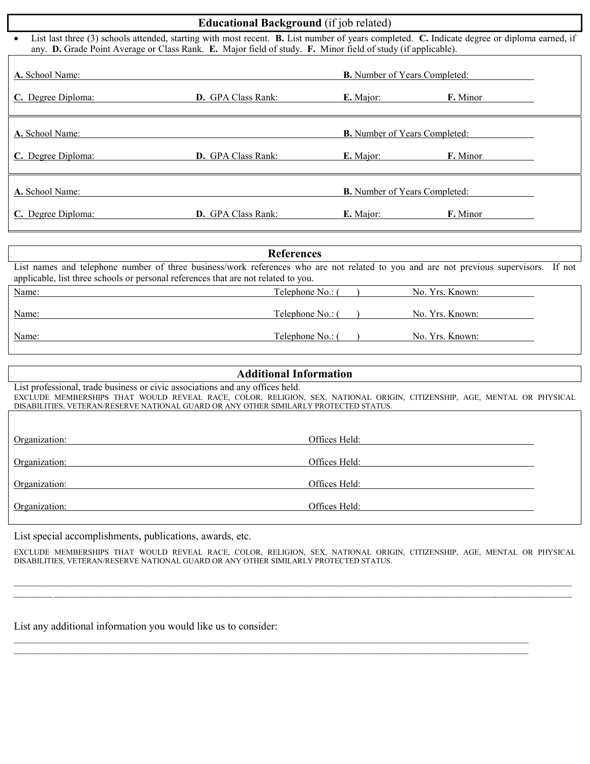## Educational Background (if job related)

- List last three (3) schools attended, starting with most recent. **B.** List number of years completed. **C.** Indicate degree or diploma earned, if any. **D.** Grade Point Average or Class Rank. **E.** Major field of study. **F.** Minor field of study (if applicable).

**A.** School Name: \_\_\_\_\_\_\_\_\_\_\_\_\_\_\_\_\_\_\_\_\_\_\_\_\_\_\_\_\_\_ **B.** Number of Years Completed: \_\_\_\_\_\_\_\_\_\_

**C.** Degree Diploma: \_\_\_\_\_\_\_\_\_\_ **D.** GPA Class Rank: \_\_\_\_\_\_\_\_\_\_ **E.** Major: \_\_\_\_\_\_\_\_\_\_ **F.** Minor \_\_\_\_\_\_\_\_\_\_

**A.** School Name: \_\_\_\_\_\_\_\_\_\_\_\_\_\_\_\_\_\_\_\_\_\_\_\_\_\_\_\_\_\_ **B.** Number of Years Completed: \_\_\_\_\_\_\_\_\_\_

**C.** Degree Diploma: \_\_\_\_\_\_\_\_\_\_ **D.** GPA Class Rank: \_\_\_\_\_\_\_\_\_\_ **E.** Major: \_\_\_\_\_\_\_\_\_\_ **F.** Minor \_\_\_\_\_\_\_\_\_\_

**A.** School Name: \_\_\_\_\_\_\_\_\_\_\_\_\_\_\_\_\_\_\_\_\_\_\_\_\_\_\_\_\_\_ **B.** Number of Years Completed: \_\_\_\_\_\_\_\_\_\_

**C.** Degree Diploma: \_\_\_\_\_\_\_\_\_\_ **D.** GPA Class Rank: \_\_\_\_\_\_\_\_\_\_ **E.** Major: \_\_\_\_\_\_\_\_\_\_ **F.** Minor \_\_\_\_\_\_\_\_\_\_

## References

List names and telephone number of three business/work references who are not related to you and are not previous supervisors. If not applicable, list three schools or personal references that are not related to you.

Name: \_\_\_\_\_\_\_\_\_\_\_\_\_\_\_\_\_\_\_\_\_\_\_\_\_\_\_\_\_\_ Telephone No.: (     ) \_\_\_\_\_\_\_\_\_\_ No. Yrs. Known: \_\_\_\_\_\_\_\_\_\_

Name: \_\_\_\_\_\_\_\_\_\_\_\_\_\_\_\_\_\_\_\_\_\_\_\_\_\_\_\_\_\_ Telephone No.: (     ) \_\_\_\_\_\_\_\_\_\_ No. Yrs. Known: \_\_\_\_\_\_\_\_\_\_

Name: \_\_\_\_\_\_\_\_\_\_\_\_\_\_\_\_\_\_\_\_\_\_\_\_\_\_\_\_\_\_ Telephone No.: (     ) \_\_\_\_\_\_\_\_\_\_ No. Yrs. Known: \_\_\_\_\_\_\_\_\_\_

## Additional Information

List professional, trade business or civic associations and any offices held.

EXCLUDE MEMBERSHIPS THAT WOULD REVEAL RACE, COLOR, RELIGION, SEX, NATIONAL ORIGIN, CITIZENSHIP, AGE, MENTAL OR PHYSICAL DISABILITIES, VETERAN/RESERVE NATIONAL GUARD OR ANY OTHER SIMILARLY PROTECTED STATUS.

Organization: \_\_\_\_\_\_\_\_\_\_\_\_\_\_\_\_\_\_\_\_\_\_\_\_\_\_\_\_\_\_ Offices Held: \_\_\_\_\_\_\_\_\_\_\_\_\_\_\_\_\_\_\_\_

Organization: \_\_\_\_\_\_\_\_\_\_\_\_\_\_\_\_\_\_\_\_\_\_\_\_\_\_\_\_\_\_ Offices Held: \_\_\_\_\_\_\_\_\_\_\_\_\_\_\_\_\_\_\_\_

Organization: \_\_\_\_\_\_\_\_\_\_\_\_\_\_\_\_\_\_\_\_\_\_\_\_\_\_\_\_\_\_ Offices Held: \_\_\_\_\_\_\_\_\_\_\_\_\_\_\_\_\_\_\_\_

Organization: \_\_\_\_\_\_\_\_\_\_\_\_\_\_\_\_\_\_\_\_\_\_\_\_\_\_\_\_\_\_ Offices Held: \_\_\_\_\_\_\_\_\_\_\_\_\_\_\_\_\_\_\_\_

List special accomplishments, publications, awards, etc.

EXCLUDE MEMBERSHIPS THAT WOULD REVEAL RACE, COLOR, RELIGION, SEX, NATIONAL ORIGIN, CITIZENSHIP, AGE, MENTAL OR PHYSICAL DISABILITIES, VETERAN/RESERVE NATIONAL GUARD OR ANY OTHER SIMILARLY PROTECTED STATUS.

\_\_\_\_\_\_\_\_\_\_\_\_\_\_\_\_\_\_\_\_\_\_\_\_\_\_\_\_\_\_\_\_\_\_\_\_\_\_\_\_\_\_\_\_\_\_\_\_\_\_\_\_\_\_\_\_\_\_\_\_\_\_\_\_\_\_\_\_\_\_\_\_\_\_\_\_\_\_

\_\_\_\_\_\_\_\_\_\_\_\_\_\_\_\_\_\_\_\_\_\_\_\_\_\_\_\_\_\_\_\_\_\_\_\_\_\_\_\_\_\_\_\_\_\_\_\_\_\_\_\_\_\_\_\_\_\_\_\_\_\_\_\_\_\_\_\_\_\_\_\_\_\_\_\_\_\_

List any additional information you would like us to consider:

\_\_\_\_\_\_\_\_\_\_\_\_\_\_\_\_\_\_\_\_\_\_\_\_\_\_\_\_\_\_\_\_\_\_\_\_\_\_\_\_\_\_\_\_\_\_\_\_\_\_\_\_\_\_\_\_\_\_\_\_\_\_\_\_\_\_\_\_\_\_\_\_\_\_\_\_\_\_

\_\_\_\_\_\_\_\_\_\_\_\_\_\_\_\_\_\_\_\_\_\_\_\_\_\_\_\_\_\_\_\_\_\_\_\_\_\_\_\_\_\_\_\_\_\_\_\_\_\_\_\_\_\_\_\_\_\_\_\_\_\_\_\_\_\_\_\_\_\_\_\_\_\_\_\_\_\_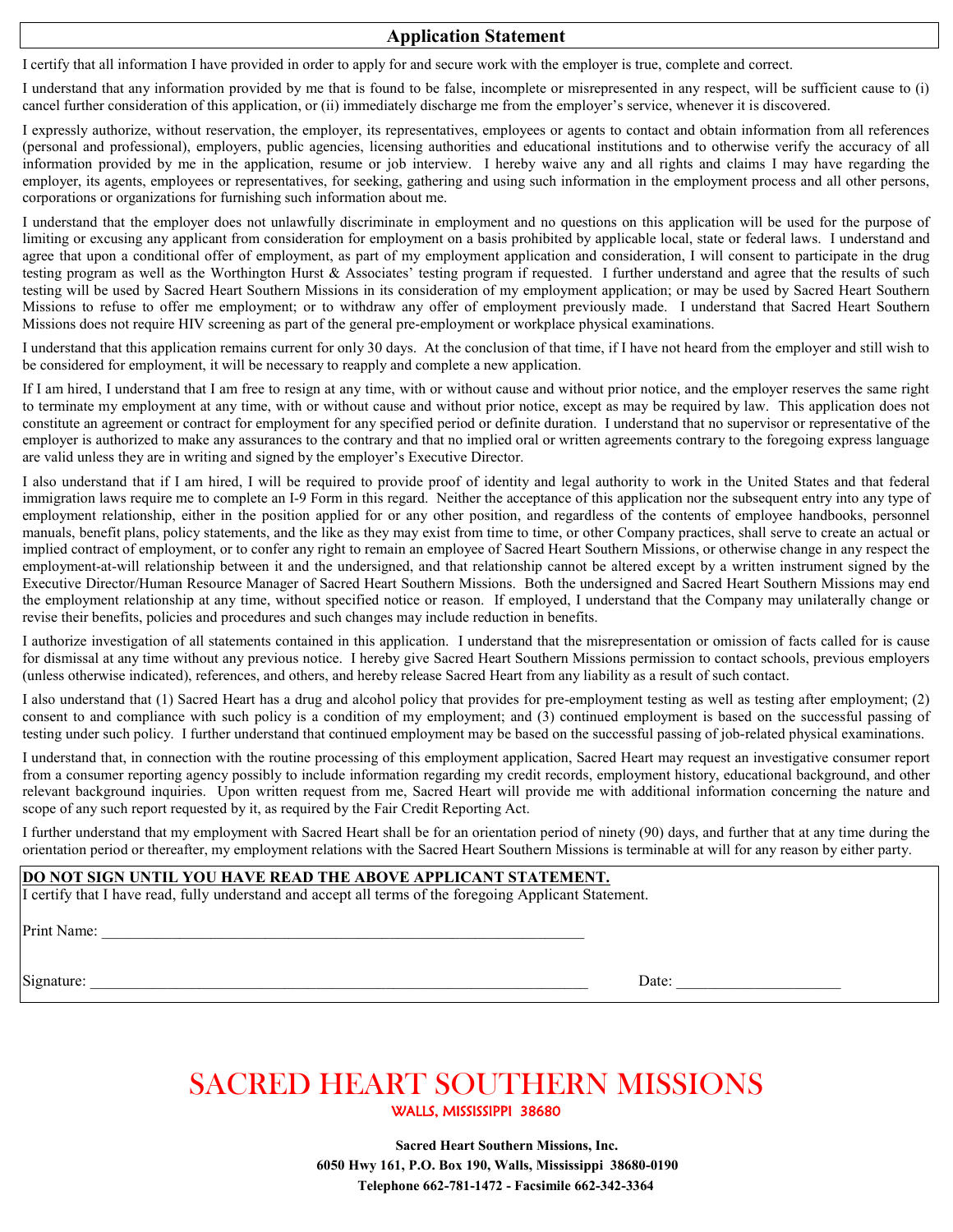## Application Statement

I certify that all information I have provided in order to apply for and secure work with the employer is true, complete and correct.

I understand that any information provided by me that is found to be false, incomplete or misrepresented in any respect, will be sufficient cause to (i) cancel further consideration of this application, or (ii) immediately discharge me from the employer's service, whenever it is discovered.

I expressly authorize, without reservation, the employer, its representatives, employees or agents to contact and obtain information from all references (personal and professional), employers, public agencies, licensing authorities and educational institutions and to otherwise verify the accuracy of all information provided by me in the application, resume or job interview. I hereby waive any and all rights and claims I may have regarding the employer, its agents, employees or representatives, for seeking, gathering and using such information in the employment process and all other persons, corporations or organizations for furnishing such information about me.

I understand that the employer does not unlawfully discriminate in employment and no questions on this application will be used for the purpose of limiting or excusing any applicant from consideration for employment on a basis prohibited by applicable local, state or federal laws. I understand and agree that upon a conditional offer of employment, as part of my employment application and consideration, I will consent to participate in the drug testing program as well as the Worthington Hurst & Associates' testing program if requested. I further understand and agree that the results of such testing will be used by Sacred Heart Southern Missions in its consideration of my employment application; or may be used by Sacred Heart Southern Missions to refuse to offer me employment; or to withdraw any offer of employment previously made. I understand that Sacred Heart Southern Missions does not require HIV screening as part of the general pre-employment or workplace physical examinations.

I understand that this application remains current for only 30 days. At the conclusion of that time, if I have not heard from the employer and still wish to be considered for employment, it will be necessary to reapply and complete a new application.

If I am hired, I understand that I am free to resign at any time, with or without cause and without prior notice, and the employer reserves the same right to terminate my employment at any time, with or without cause and without prior notice, except as may be required by law. This application does not constitute an agreement or contract for employment for any specified period or definite duration. I understand that no supervisor or representative of the employer is authorized to make any assurances to the contrary and that no implied oral or written agreements contrary to the foregoing express language are valid unless they are in writing and signed by the employer's Executive Director.

I also understand that if I am hired, I will be required to provide proof of identity and legal authority to work in the United States and that federal immigration laws require me to complete an I-9 Form in this regard. Neither the acceptance of this application nor the subsequent entry into any type of employment relationship, either in the position applied for or any other position, and regardless of the contents of employee handbooks, personnel manuals, benefit plans, policy statements, and the like as they may exist from time to time, or other Company practices, shall serve to create an actual or implied contract of employment, or to confer any right to remain an employee of Sacred Heart Southern Missions, or otherwise change in any respect the employment-at-will relationship between it and the undersigned, and that relationship cannot be altered except by a written instrument signed by the Executive Director/Human Resource Manager of Sacred Heart Southern Missions. Both the undersigned and Sacred Heart Southern Missions may end the employment relationship at any time, without specified notice or reason. If employed, I understand that the Company may unilaterally change or revise their benefits, policies and procedures and such changes may include reduction in benefits.

I authorize investigation of all statements contained in this application. I understand that the misrepresentation or omission of facts called for is cause for dismissal at any time without any previous notice. I hereby give Sacred Heart Southern Missions permission to contact schools, previous employers (unless otherwise indicated), references, and others, and hereby release Sacred Heart from any liability as a result of such contact.

I also understand that (1) Sacred Heart has a drug and alcohol policy that provides for pre-employment testing as well as testing after employment; (2) consent to and compliance with such policy is a condition of my employment; and (3) continued employment is based on the successful passing of testing under such policy. I further understand that continued employment may be based on the successful passing of job-related physical examinations.

I understand that, in connection with the routine processing of this employment application, Sacred Heart may request an investigative consumer report from a consumer reporting agency possibly to include information regarding my credit records, employment history, educational background, and other relevant background inquiries. Upon written request from me, Sacred Heart will provide me with additional information concerning the nature and scope of any such report requested by it, as required by the Fair Credit Reporting Act.

I further understand that my employment with Sacred Heart shall be for an orientation period of ninety (90) days, and further that at any time during the orientation period or thereafter, my employment relations with the Sacred Heart Southern Missions is terminable at will for any reason by either party.

**DO NOT SIGN UNTIL YOU HAVE READ THE ABOVE APPLICANT STATEMENT.**

I certify that I have read, fully understand and accept all terms of the foregoing Applicant Statement.

Print Name: ____________________________________________

Signature: ____________________________________________ Date: ____________________

# SACRED HEART SOUTHERN MISSIONS

WALLS, MISSISSIPPI 38680

**Sacred Heart Southern Missions, Inc.**
**6050 Hwy 161, P.O. Box 190, Walls, Mississippi 38680-0190**
**Telephone 662-781-1472 - Facsimile 662-342-3364**